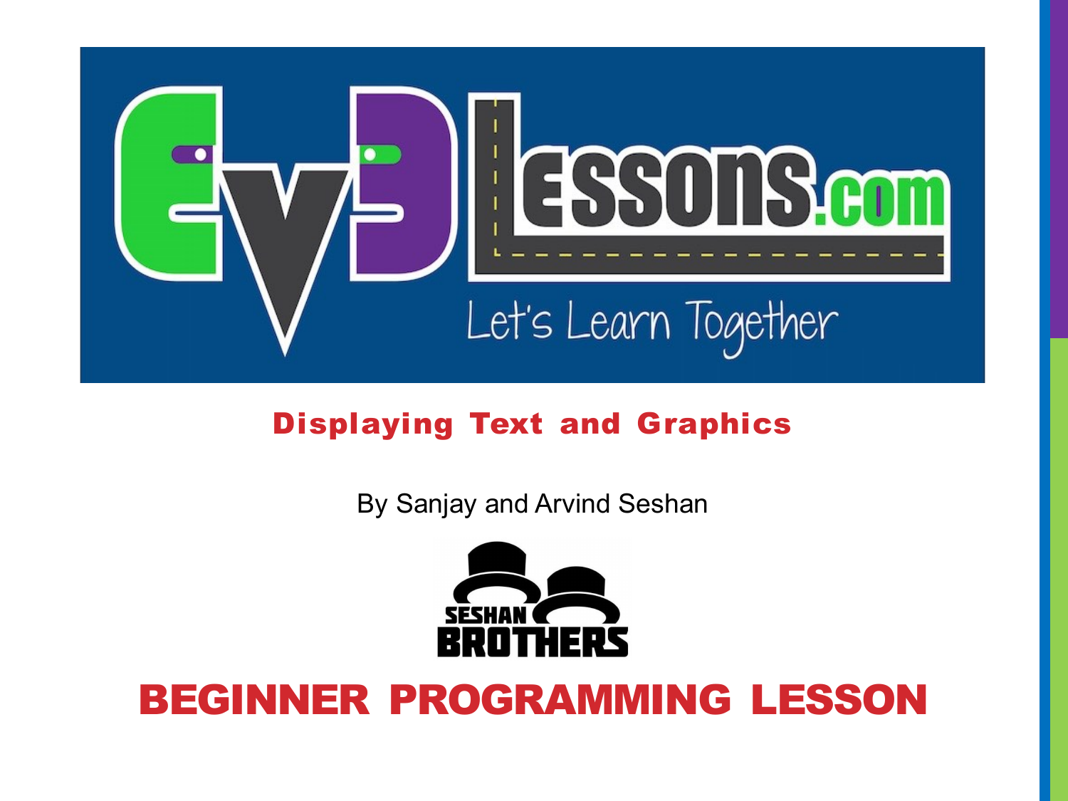# Displaying Text and Graphics

By Sanjay and Arvind Seshan

## BEGINNER PROGRAMMING LESSON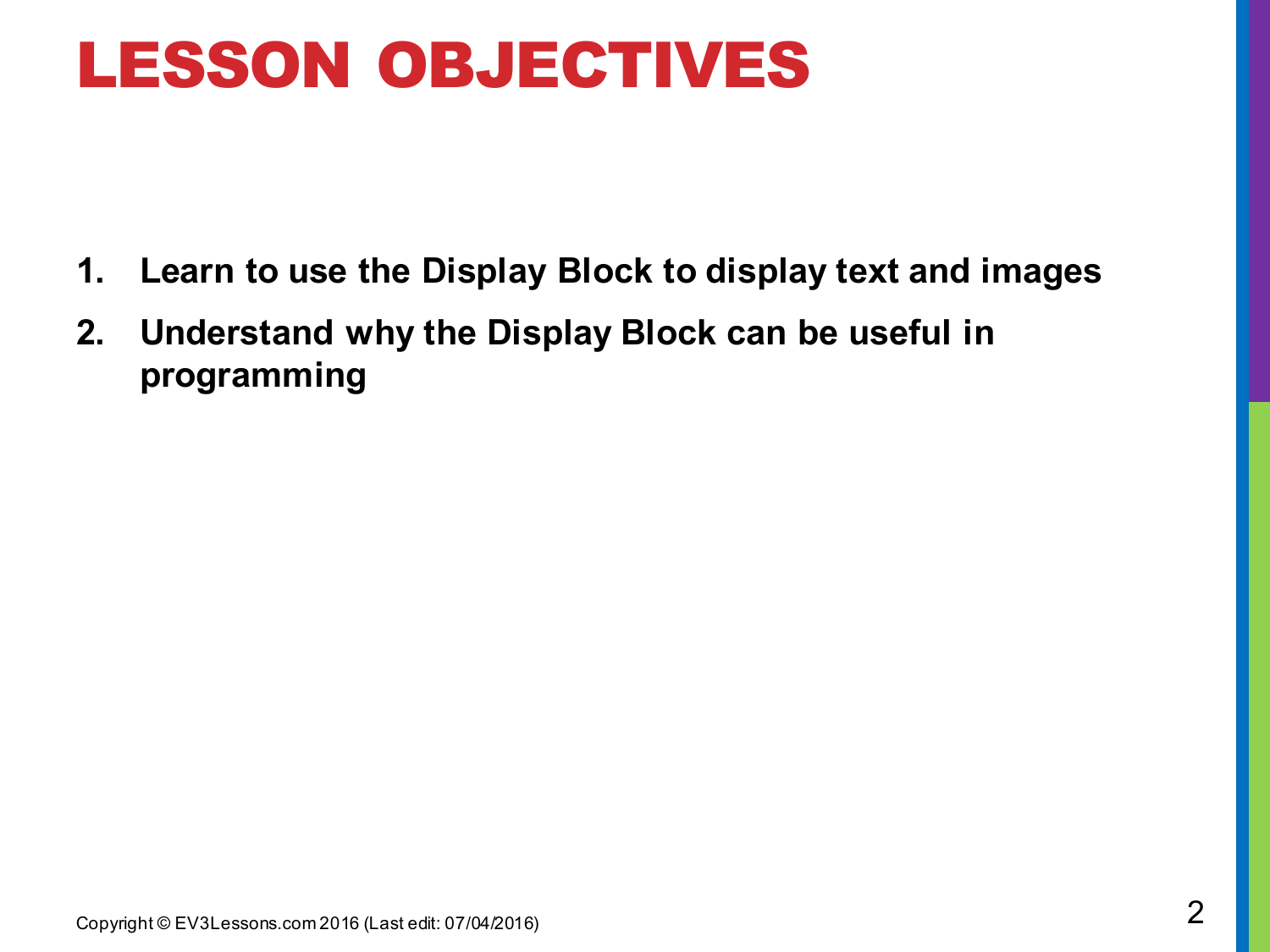# LESSON OBJECTIVES

1. **Learn to use the Display Block to display text and images**
2. **Understand why the Display Block can be useful in programming**

Copyright © EV3Lessons.com 2016 (Last edit: 07/04/2016)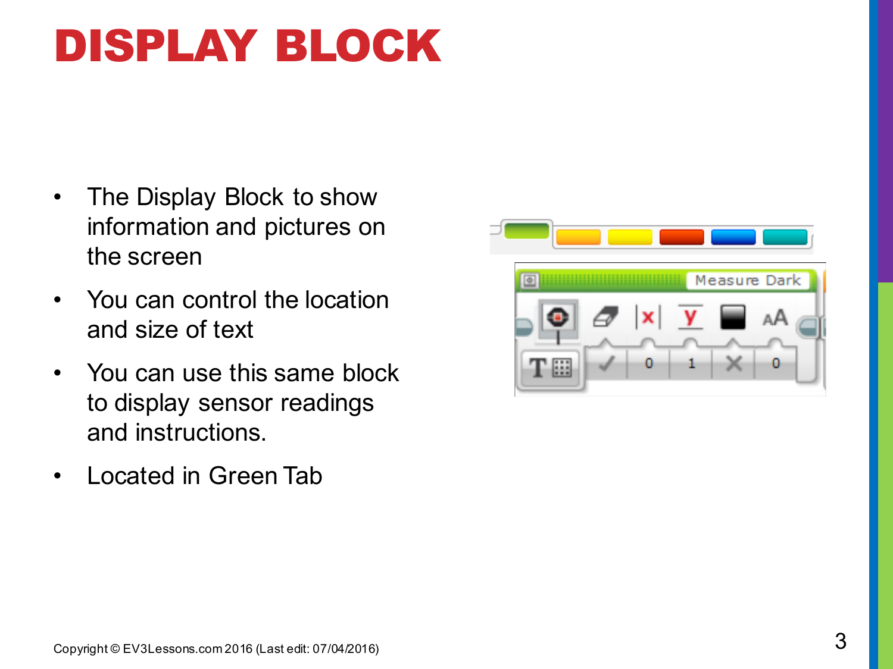# DISPLAY BLOCK

- The Display Block to show information and pictures on the screen
- You can control the location and size of text
- You can use this same block to display sensor readings and instructions.
- Located in Green Tab

Copyright © EV3Lessons.com 2016 (Last edit: 07/04/2016)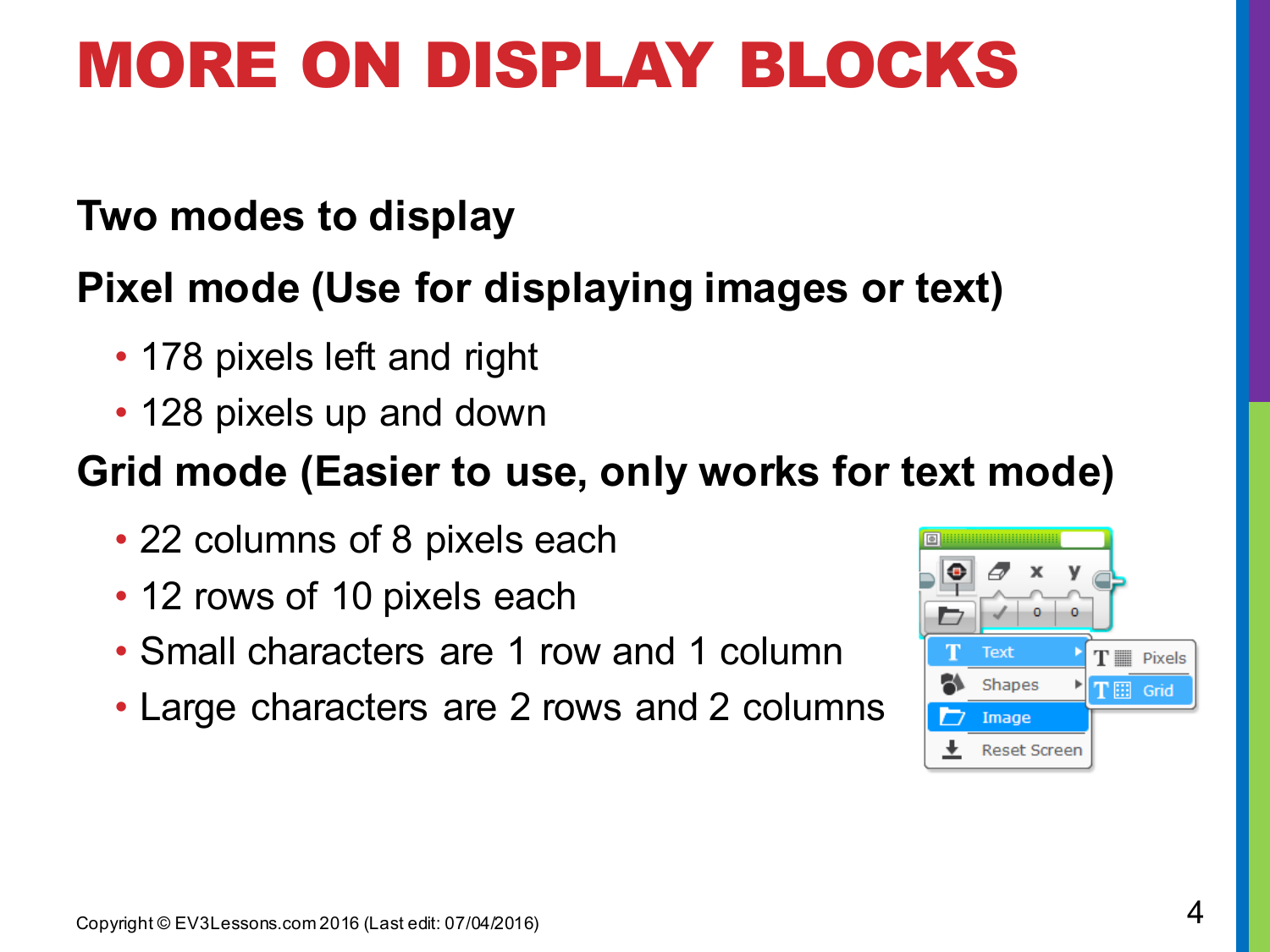# MORE ON DISPLAY BLOCKS

**Two modes to display**

**Pixel mode (Use for displaying images or text)**

- 178 pixels left and right
- 128 pixels up and down

**Grid mode (Easier to use, only works for text mode)**

- 22 columns of 8 pixels each
- 12 rows of 10 pixels each
- Small characters are 1 row and 1 column
- Large characters are 2 rows and 2 columns

Copyright © EV3Lessons.com 2016 (Last edit: 07/04/2016)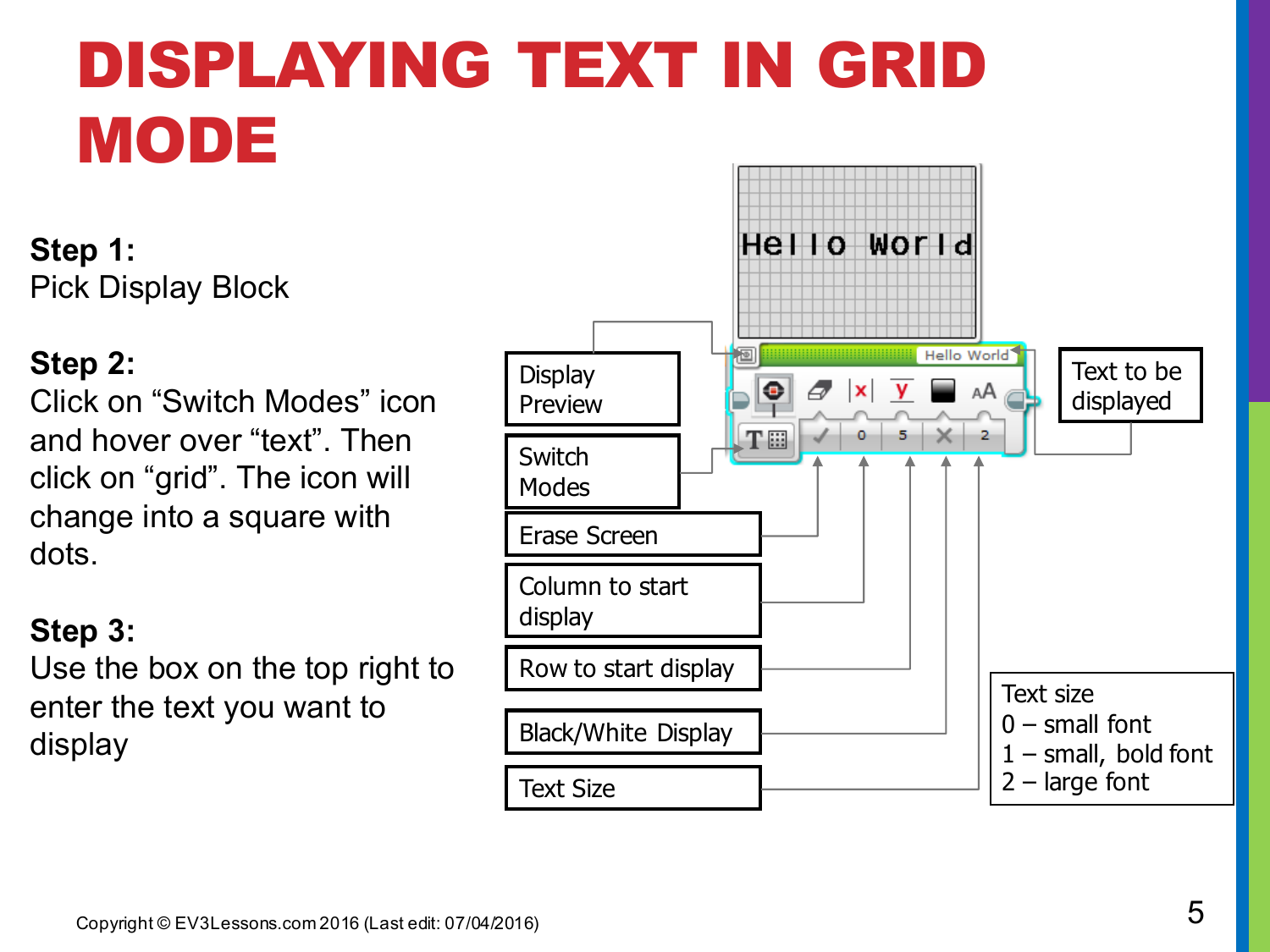# DISPLAYING TEXT IN GRID MODE

**Step 1:**
Pick Display Block

**Step 2:**
Click on "Switch Modes" icon and hover over "text". Then click on "grid". The icon will change into a square with dots.

**Step 3:**
Use the box on the top right to enter the text you want to display

Display Preview

Switch Modes

Erase Screen

Column to start display

Row to start display

Black/White Display

Text Size

Text to be displayed

Text size
0 – small font
1 – small, bold font
2 – large font

Copyright © EV3Lessons.com 2016 (Last edit: 07/04/2016)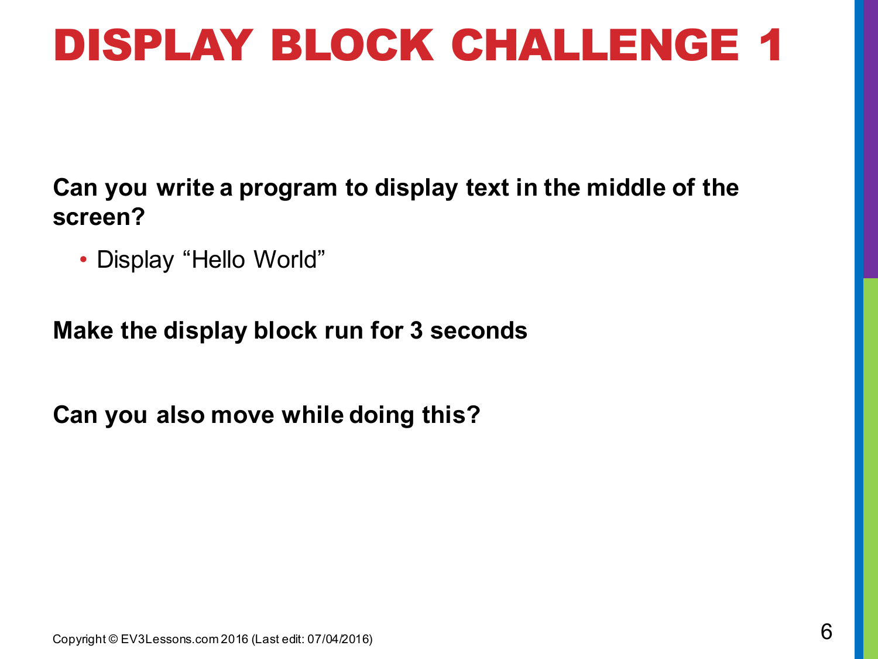# DISPLAY BLOCK CHALLENGE 1

**Can you write a program to display text in the middle of the screen?**

- Display “Hello World”

**Make the display block run for 3 seconds**

**Can you also move while doing this?**

Copyright © EV3Lessons.com 2016 (Last edit: 07/04/2016)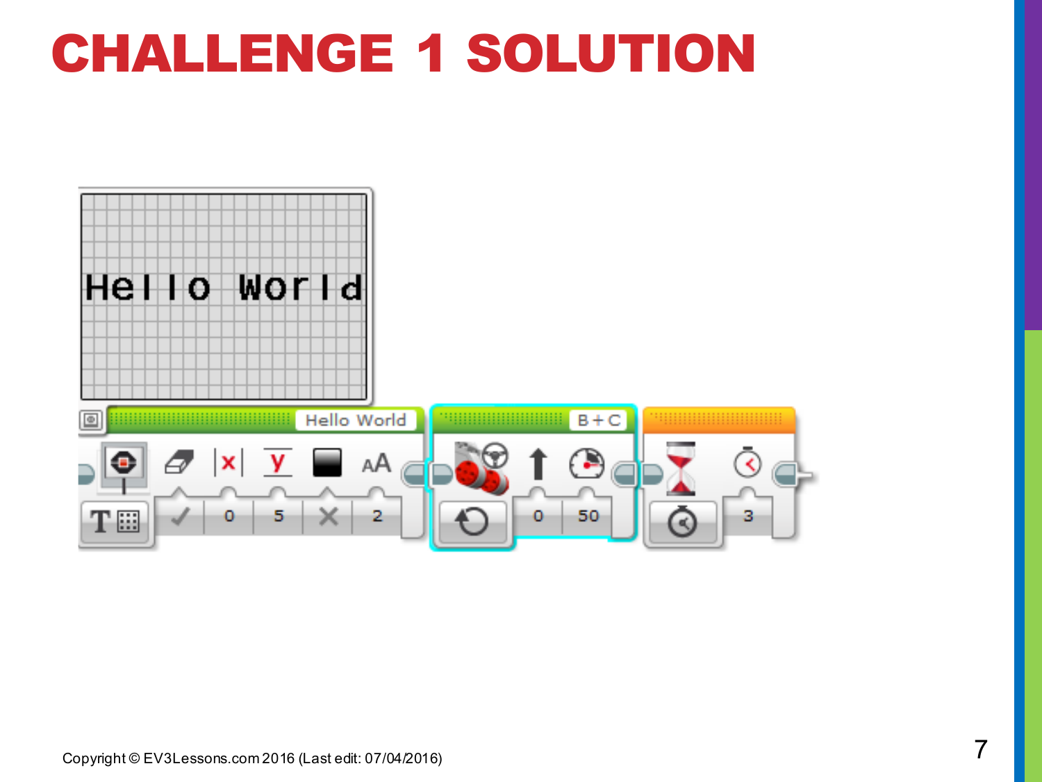# CHALLENGE 1 SOLUTION

Copyright © EV3Lessons.com 2016 (Last edit: 07/04/2016)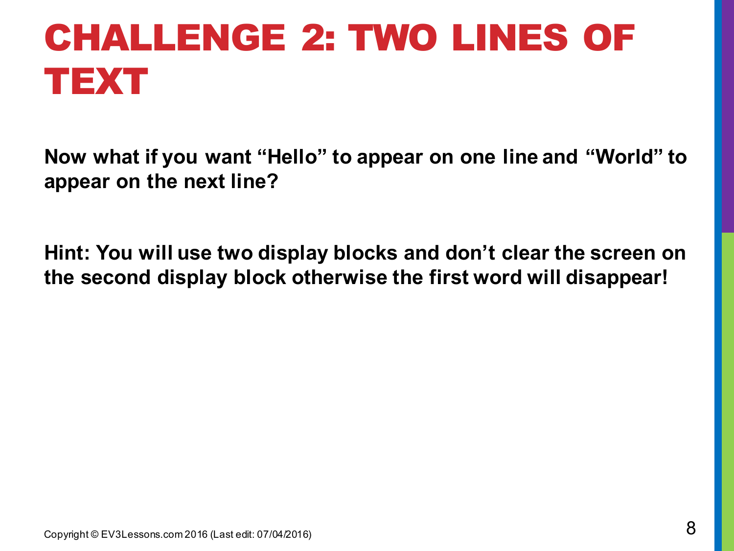# CHALLENGE 2: TWO LINES OF TEXT

**Now what if you want "Hello" to appear on one line and "World" to appear on the next line?**

**Hint: You will use two display blocks and don't clear the screen on the second display block otherwise the first word will disappear!**

Copyright © EV3Lessons.com 2016 (Last edit: 07/04/2016)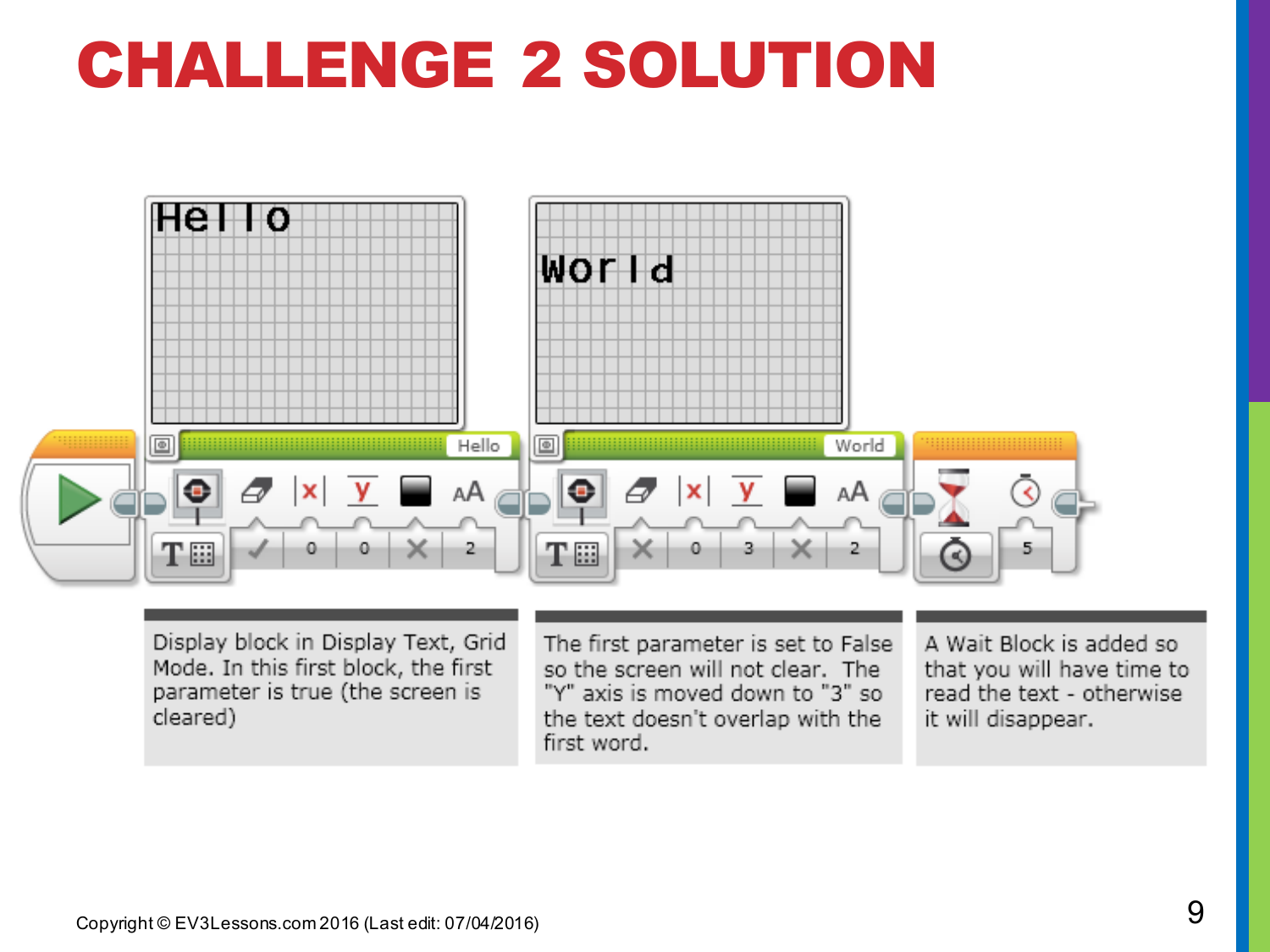# CHALLENGE 2 SOLUTION

Display block in Display Text, Grid Mode. In this first block, the first parameter is true (the screen is cleared)

The first parameter is set to False so the screen will not clear. The "Y" axis is moved down to "3" so the text doesn't overlap with the first word.

A Wait Block is added so that you will have time to read the text - otherwise it will disappear.

Copyright © EV3Lessons.com 2016 (Last edit: 07/04/2016)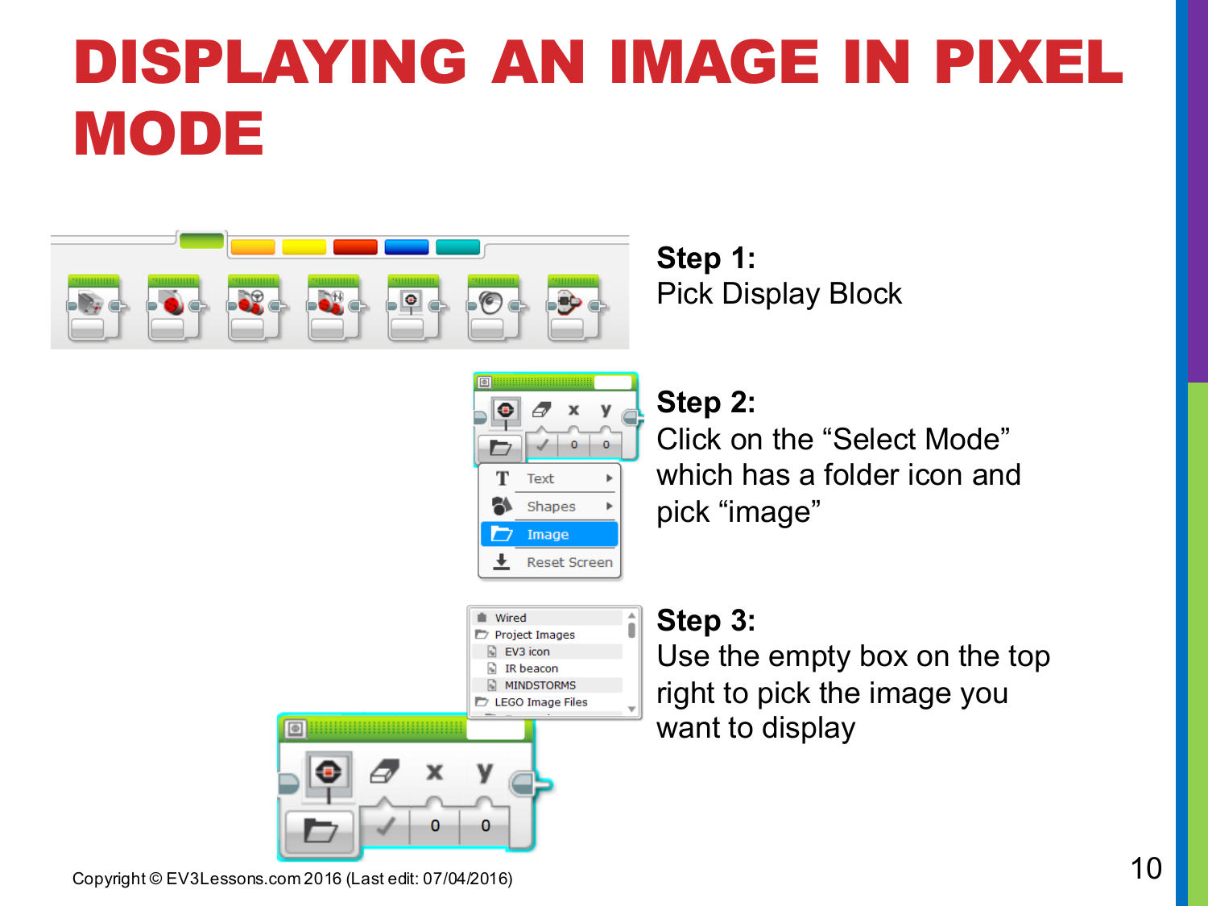# DISPLAYING AN IMAGE IN PIXEL MODE

**Step 1:**
Pick Display Block

**Step 2:**
Click on the "Select Mode" which has a folder icon and pick "image"

**Step 3:**
Use the empty box on the top right to pick the image you want to display

Copyright © EV3Lessons.com 2016 (Last edit: 07/04/2016)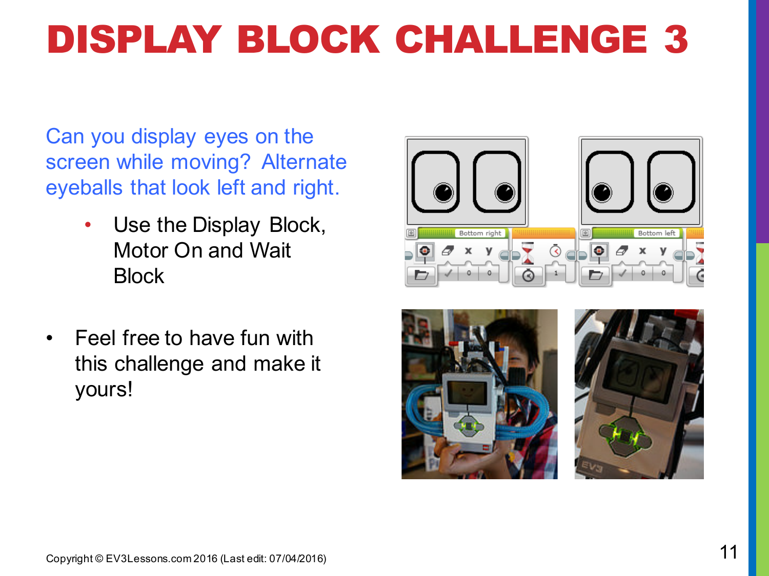# DISPLAY BLOCK CHALLENGE 3

Can you display eyes on the screen while moving? Alternate eyeballs that look left and right.

- Use the Display Block, Motor On and Wait Block

- Feel free to have fun with this challenge and make it yours!

Copyright © EV3Lessons.com 2016 (Last edit: 07/04/2016)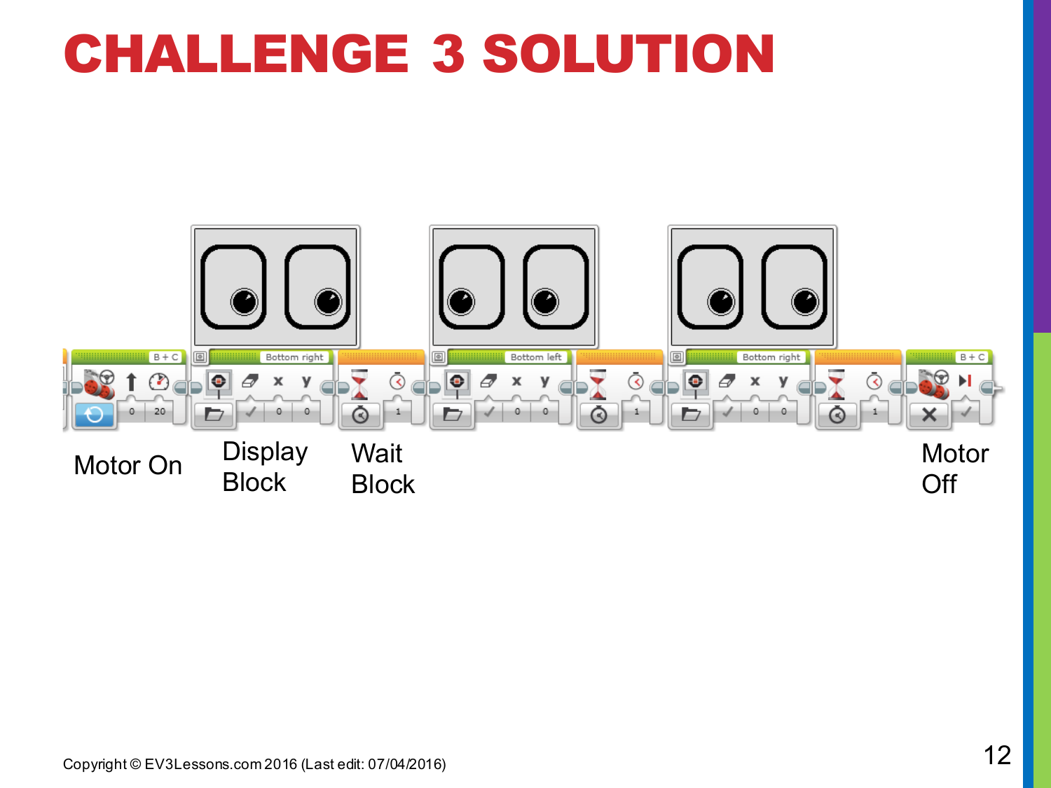# CHALLENGE 3 SOLUTION

Motor On

Display Block

Wait Block

Motor Off

Copyright © EV3Lessons.com 2016 (Last edit: 07/04/2016)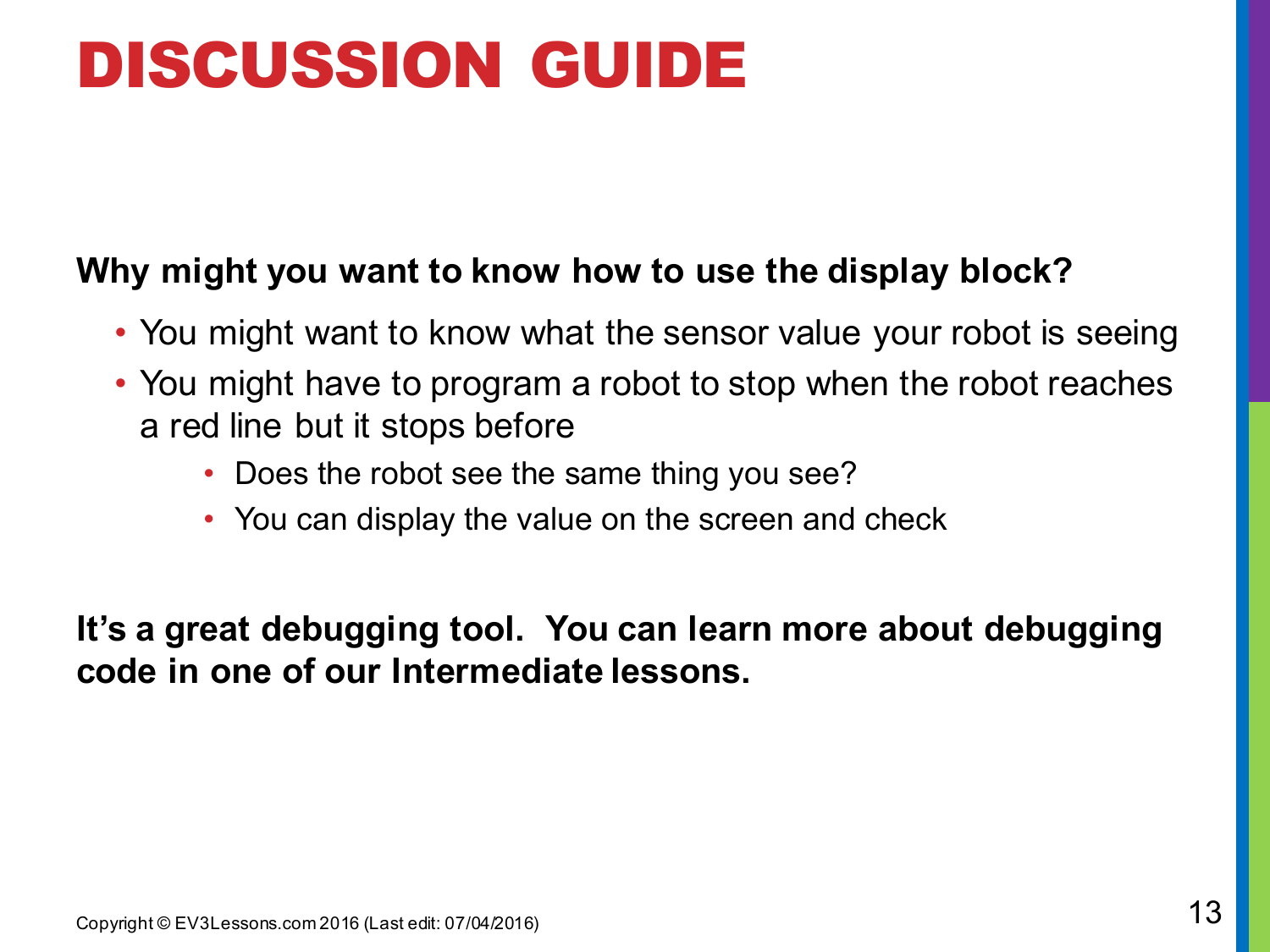# DISCUSSION GUIDE

**Why might you want to know how to use the display block?**

- You might want to know what the sensor value your robot is seeing
- You might have to program a robot to stop when the robot reaches a red line but it stops before
  - Does the robot see the same thing you see?
  - You can display the value on the screen and check

**It's a great debugging tool. You can learn more about debugging code in one of our Intermediate lessons.**

Copyright © EV3Lessons.com 2016 (Last edit: 07/04/2016)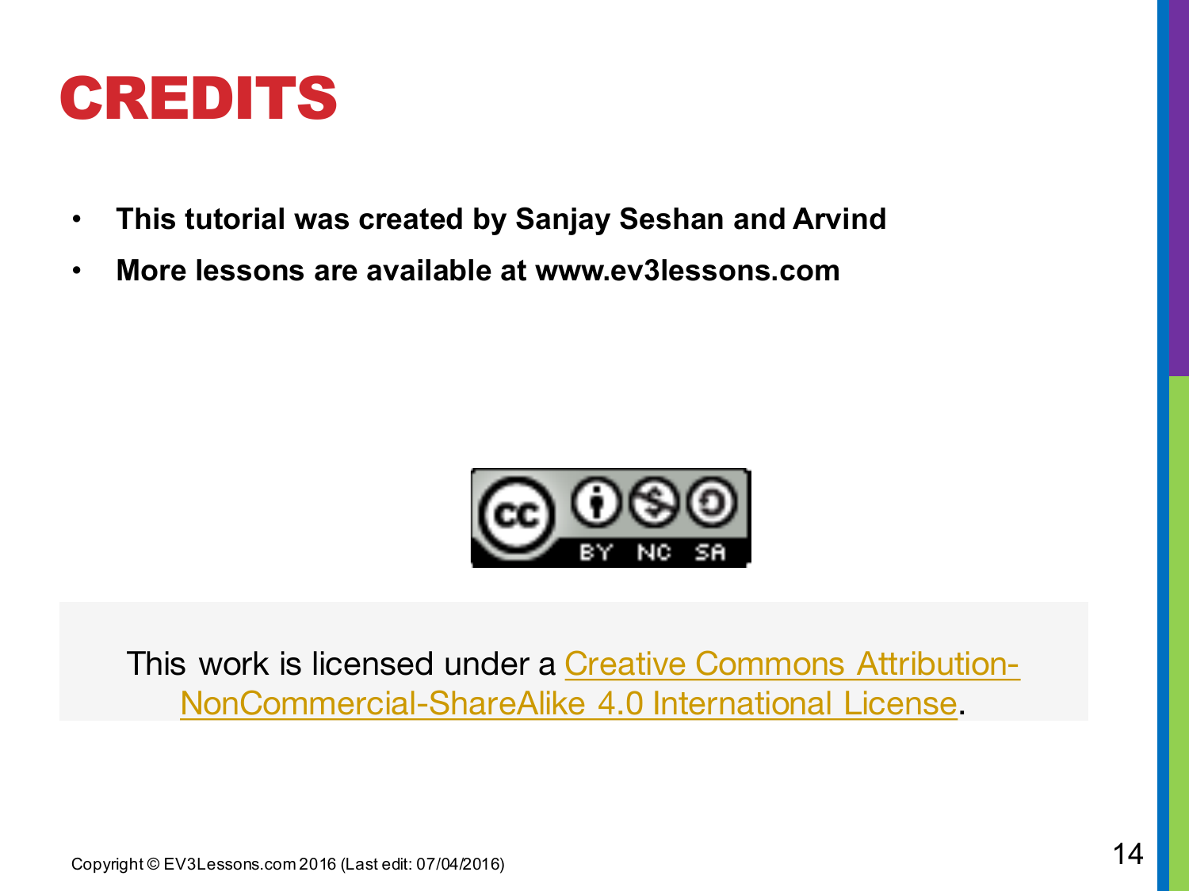# CREDITS

- **This tutorial was created by Sanjay Seshan and Arvind**
- **More lessons are available at www.ev3lessons.com**

This work is licensed under a Creative Commons Attribution-NonCommercial-ShareAlike 4.0 International License.

Copyright © EV3Lessons.com 2016 (Last edit: 07/04/2016)